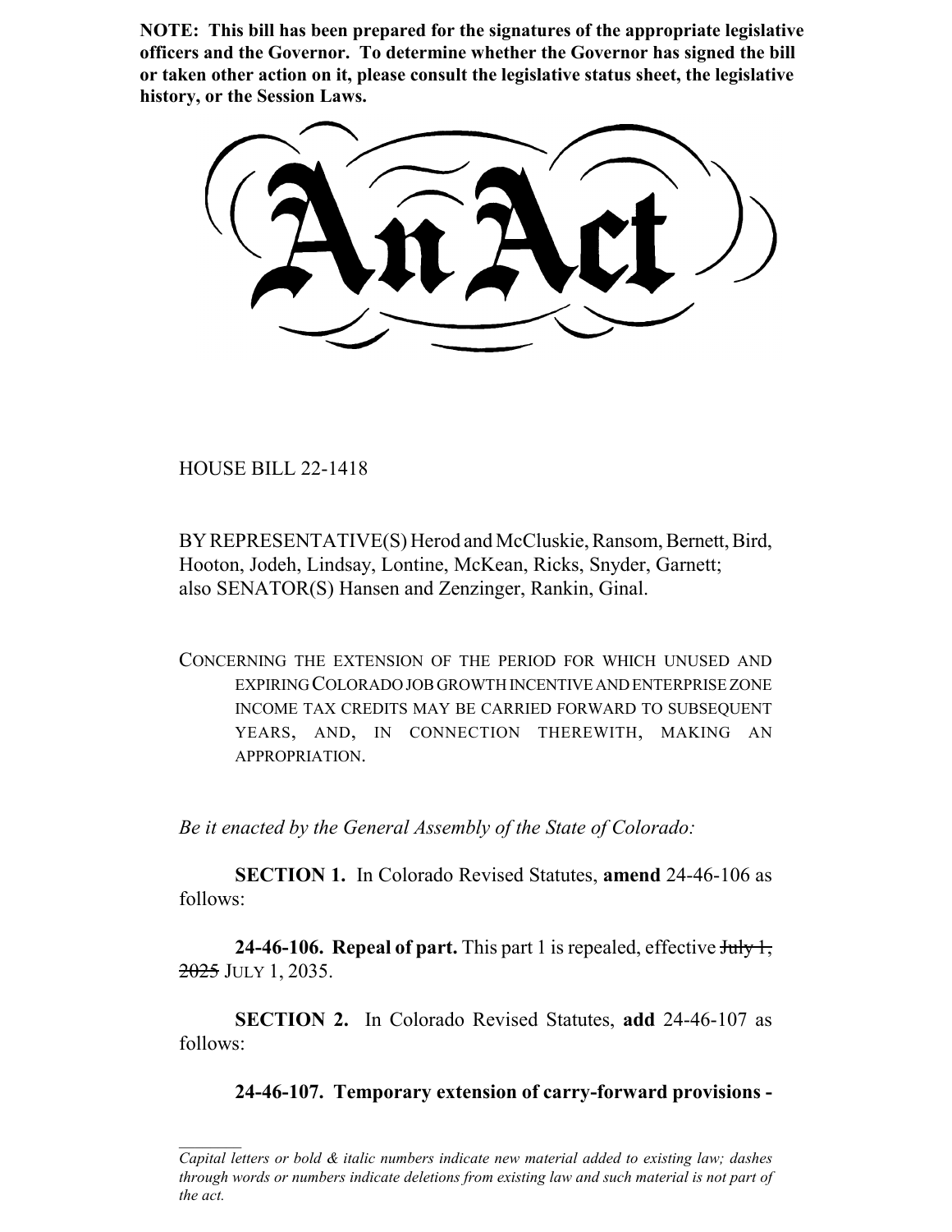**NOTE: This bill has been prepared for the signatures of the appropriate legislative officers and the Governor. To determine whether the Governor has signed the bill or taken other action on it, please consult the legislative status sheet, the legislative history, or the Session Laws.**

# An Act

HOUSE BILL 22-1418

BY REPRESENTATIVE(S) Herod and McCluskie, Ransom, Bernett, Bird, Hooton, Jodeh, Lindsay, Lontine, McKean, Ricks, Snyder, Garnett; also SENATOR(S) Hansen and Zenzinger, Rankin, Ginal.

CONCERNING THE EXTENSION OF THE PERIOD FOR WHICH UNUSED AND EXPIRING COLORADO JOB GROWTH INCENTIVE AND ENTERPRISE ZONE INCOME TAX CREDITS MAY BE CARRIED FORWARD TO SUBSEQUENT YEARS, AND, IN CONNECTION THEREWITH, MAKING AN APPROPRIATION.

*Be it enacted by the General Assembly of the State of Colorado:*

**SECTION 1.** In Colorado Revised Statutes, **amend** 24-46-106 as follows:

**24-46-106. Repeal of part.** This part 1 is repealed, effective ~~July 1, 2025~~ JULY 1, 2035.

**SECTION 2.** In Colorado Revised Statutes, **add** 24-46-107 as follows:

**24-46-107. Temporary extension of carry-forward provisions -**

---

*Capital letters or bold & italic numbers indicate new material added to existing law; dashes through words or numbers indicate deletions from existing law and such material is not part of the act.*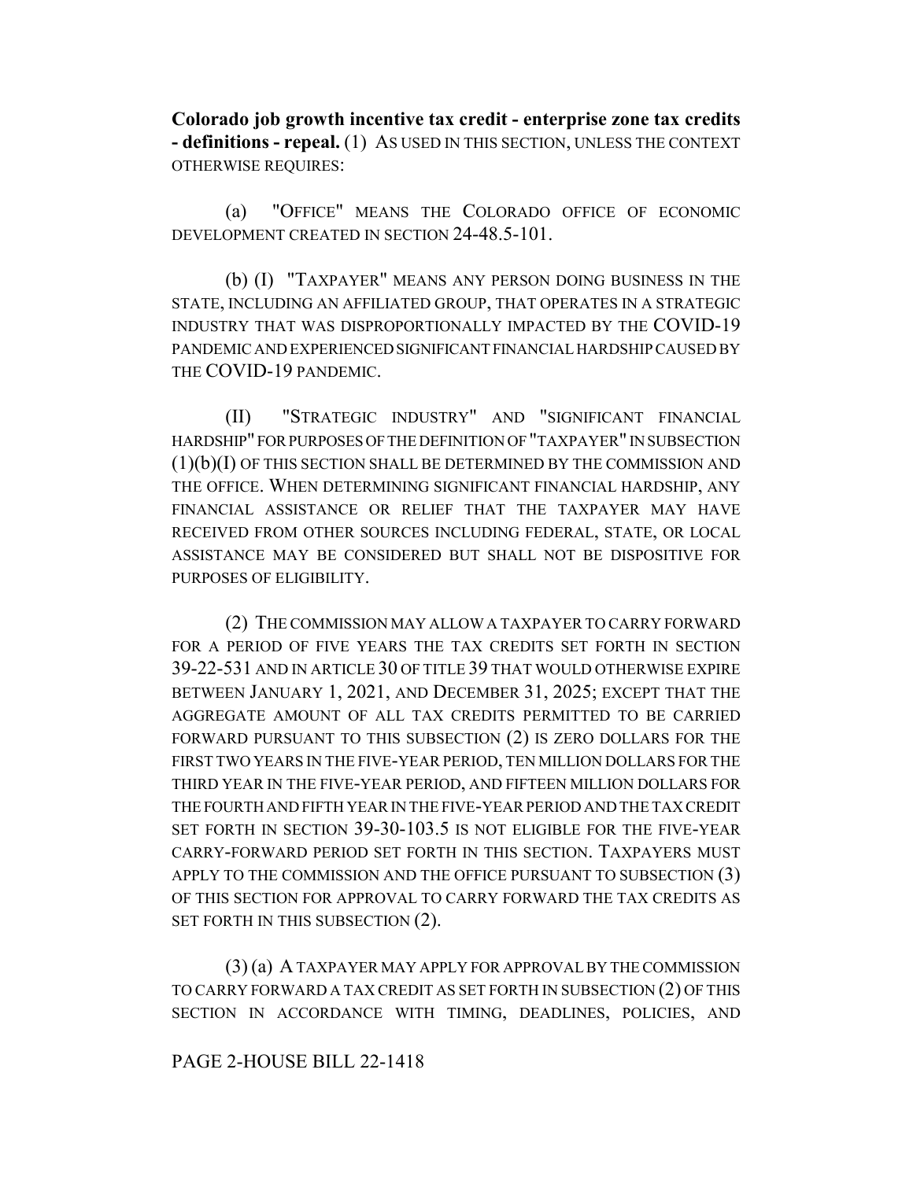**Colorado job growth incentive tax credit - enterprise zone tax credits - definitions - repeal.** (1) AS USED IN THIS SECTION, UNLESS THE CONTEXT OTHERWISE REQUIRES:

(a) "OFFICE" MEANS THE COLORADO OFFICE OF ECONOMIC DEVELOPMENT CREATED IN SECTION 24-48.5-101.

(b) (I) "TAXPAYER" MEANS ANY PERSON DOING BUSINESS IN THE STATE, INCLUDING AN AFFILIATED GROUP, THAT OPERATES IN A STRATEGIC INDUSTRY THAT WAS DISPROPORTIONALLY IMPACTED BY THE COVID-19 PANDEMIC AND EXPERIENCED SIGNIFICANT FINANCIAL HARDSHIP CAUSED BY THE COVID-19 PANDEMIC.

(II) "STRATEGIC INDUSTRY" AND "SIGNIFICANT FINANCIAL HARDSHIP" FOR PURPOSES OF THE DEFINITION OF "TAXPAYER" IN SUBSECTION (1)(b)(I) OF THIS SECTION SHALL BE DETERMINED BY THE COMMISSION AND THE OFFICE. WHEN DETERMINING SIGNIFICANT FINANCIAL HARDSHIP, ANY FINANCIAL ASSISTANCE OR RELIEF THAT THE TAXPAYER MAY HAVE RECEIVED FROM OTHER SOURCES INCLUDING FEDERAL, STATE, OR LOCAL ASSISTANCE MAY BE CONSIDERED BUT SHALL NOT BE DISPOSITIVE FOR PURPOSES OF ELIGIBILITY.

(2) THE COMMISSION MAY ALLOW A TAXPAYER TO CARRY FORWARD FOR A PERIOD OF FIVE YEARS THE TAX CREDITS SET FORTH IN SECTION 39-22-531 AND IN ARTICLE 30 OF TITLE 39 THAT WOULD OTHERWISE EXPIRE BETWEEN JANUARY 1, 2021, AND DECEMBER 31, 2025; EXCEPT THAT THE AGGREGATE AMOUNT OF ALL TAX CREDITS PERMITTED TO BE CARRIED FORWARD PURSUANT TO THIS SUBSECTION (2) IS ZERO DOLLARS FOR THE FIRST TWO YEARS IN THE FIVE-YEAR PERIOD, TEN MILLION DOLLARS FOR THE THIRD YEAR IN THE FIVE-YEAR PERIOD, AND FIFTEEN MILLION DOLLARS FOR THE FOURTH AND FIFTH YEAR IN THE FIVE-YEAR PERIOD AND THE TAX CREDIT SET FORTH IN SECTION 39-30-103.5 IS NOT ELIGIBLE FOR THE FIVE-YEAR CARRY-FORWARD PERIOD SET FORTH IN THIS SECTION. TAXPAYERS MUST APPLY TO THE COMMISSION AND THE OFFICE PURSUANT TO SUBSECTION (3) OF THIS SECTION FOR APPROVAL TO CARRY FORWARD THE TAX CREDITS AS SET FORTH IN THIS SUBSECTION (2).

(3) (a) A TAXPAYER MAY APPLY FOR APPROVAL BY THE COMMISSION TO CARRY FORWARD A TAX CREDIT AS SET FORTH IN SUBSECTION (2) OF THIS SECTION IN ACCORDANCE WITH TIMING, DEADLINES, POLICIES, AND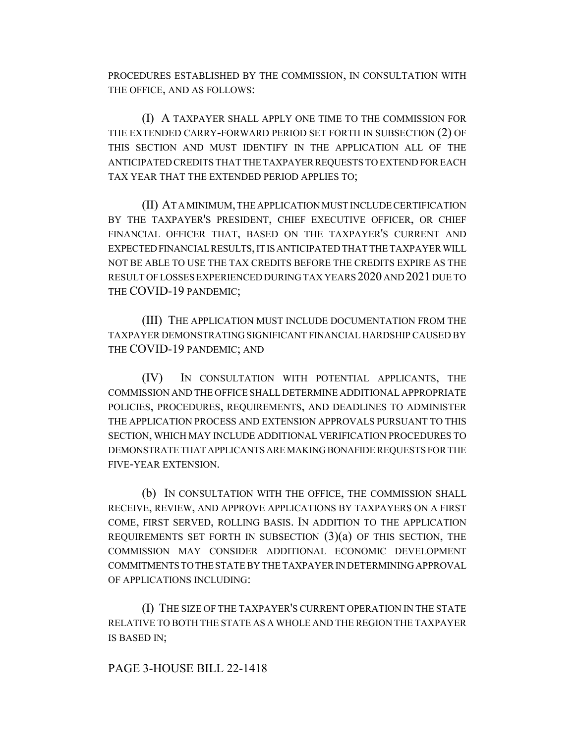PROCEDURES ESTABLISHED BY THE COMMISSION, IN CONSULTATION WITH THE OFFICE, AND AS FOLLOWS:

(I) A TAXPAYER SHALL APPLY ONE TIME TO THE COMMISSION FOR THE EXTENDED CARRY-FORWARD PERIOD SET FORTH IN SUBSECTION (2) OF THIS SECTION AND MUST IDENTIFY IN THE APPLICATION ALL OF THE ANTICIPATED CREDITS THAT THE TAXPAYER REQUESTS TO EXTEND FOR EACH TAX YEAR THAT THE EXTENDED PERIOD APPLIES TO;

(II) AT A MINIMUM, THE APPLICATION MUST INCLUDE CERTIFICATION BY THE TAXPAYER'S PRESIDENT, CHIEF EXECUTIVE OFFICER, OR CHIEF FINANCIAL OFFICER THAT, BASED ON THE TAXPAYER'S CURRENT AND EXPECTED FINANCIAL RESULTS, IT IS ANTICIPATED THAT THE TAXPAYER WILL NOT BE ABLE TO USE THE TAX CREDITS BEFORE THE CREDITS EXPIRE AS THE RESULT OF LOSSES EXPERIENCED DURING TAX YEARS 2020 AND 2021 DUE TO THE COVID-19 PANDEMIC;

(III) THE APPLICATION MUST INCLUDE DOCUMENTATION FROM THE TAXPAYER DEMONSTRATING SIGNIFICANT FINANCIAL HARDSHIP CAUSED BY THE COVID-19 PANDEMIC; AND

(IV) IN CONSULTATION WITH POTENTIAL APPLICANTS, THE COMMISSION AND THE OFFICE SHALL DETERMINE ADDITIONAL APPROPRIATE POLICIES, PROCEDURES, REQUIREMENTS, AND DEADLINES TO ADMINISTER THE APPLICATION PROCESS AND EXTENSION APPROVALS PURSUANT TO THIS SECTION, WHICH MAY INCLUDE ADDITIONAL VERIFICATION PROCEDURES TO DEMONSTRATE THAT APPLICANTS ARE MAKING BONAFIDE REQUESTS FOR THE FIVE-YEAR EXTENSION.

(b) IN CONSULTATION WITH THE OFFICE, THE COMMISSION SHALL RECEIVE, REVIEW, AND APPROVE APPLICATIONS BY TAXPAYERS ON A FIRST COME, FIRST SERVED, ROLLING BASIS. IN ADDITION TO THE APPLICATION REQUIREMENTS SET FORTH IN SUBSECTION (3)(a) OF THIS SECTION, THE COMMISSION MAY CONSIDER ADDITIONAL ECONOMIC DEVELOPMENT COMMITMENTS TO THE STATE BY THE TAXPAYER IN DETERMINING APPROVAL OF APPLICATIONS INCLUDING:

(I) THE SIZE OF THE TAXPAYER'S CURRENT OPERATION IN THE STATE RELATIVE TO BOTH THE STATE AS A WHOLE AND THE REGION THE TAXPAYER IS BASED IN;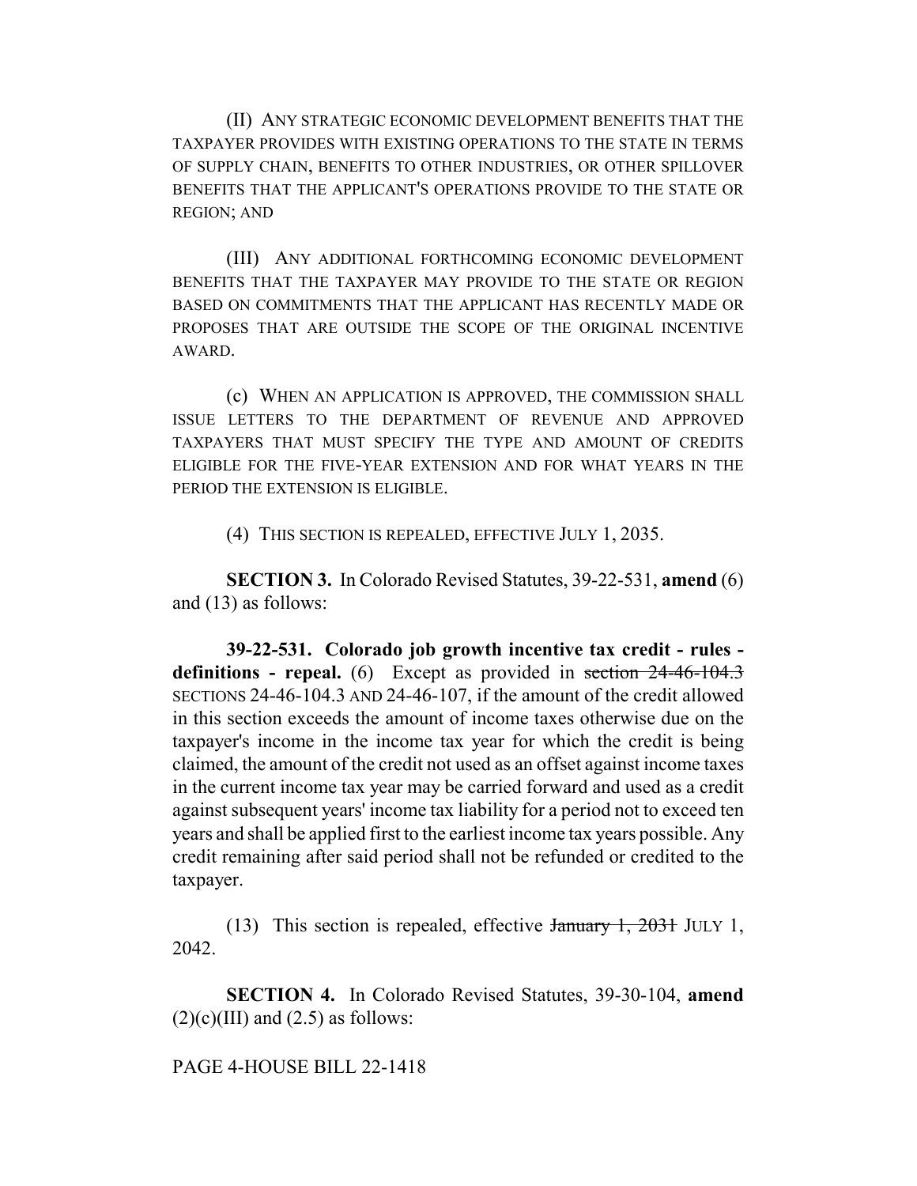(II) ANY STRATEGIC ECONOMIC DEVELOPMENT BENEFITS THAT THE TAXPAYER PROVIDES WITH EXISTING OPERATIONS TO THE STATE IN TERMS OF SUPPLY CHAIN, BENEFITS TO OTHER INDUSTRIES, OR OTHER SPILLOVER BENEFITS THAT THE APPLICANT'S OPERATIONS PROVIDE TO THE STATE OR REGION; AND

(III) ANY ADDITIONAL FORTHCOMING ECONOMIC DEVELOPMENT BENEFITS THAT THE TAXPAYER MAY PROVIDE TO THE STATE OR REGION BASED ON COMMITMENTS THAT THE APPLICANT HAS RECENTLY MADE OR PROPOSES THAT ARE OUTSIDE THE SCOPE OF THE ORIGINAL INCENTIVE AWARD.

(c) WHEN AN APPLICATION IS APPROVED, THE COMMISSION SHALL ISSUE LETTERS TO THE DEPARTMENT OF REVENUE AND APPROVED TAXPAYERS THAT MUST SPECIFY THE TYPE AND AMOUNT OF CREDITS ELIGIBLE FOR THE FIVE-YEAR EXTENSION AND FOR WHAT YEARS IN THE PERIOD THE EXTENSION IS ELIGIBLE.

(4) THIS SECTION IS REPEALED, EFFECTIVE JULY 1, 2035.

**SECTION 3.** In Colorado Revised Statutes, 39-22-531, **amend** (6) and (13) as follows:

**39-22-531. Colorado job growth incentive tax credit - rules - definitions - repeal.** (6) Except as provided in ~~section 24-46-104.3~~ SECTIONS 24-46-104.3 AND 24-46-107, if the amount of the credit allowed in this section exceeds the amount of income taxes otherwise due on the taxpayer's income in the income tax year for which the credit is being claimed, the amount of the credit not used as an offset against income taxes in the current income tax year may be carried forward and used as a credit against subsequent years' income tax liability for a period not to exceed ten years and shall be applied first to the earliest income tax years possible. Any credit remaining after said period shall not be refunded or credited to the taxpayer.

(13) This section is repealed, effective ~~January 1, 2031~~ JULY 1, 2042.

**SECTION 4.** In Colorado Revised Statutes, 39-30-104, **amend** (2)(c)(III) and (2.5) as follows: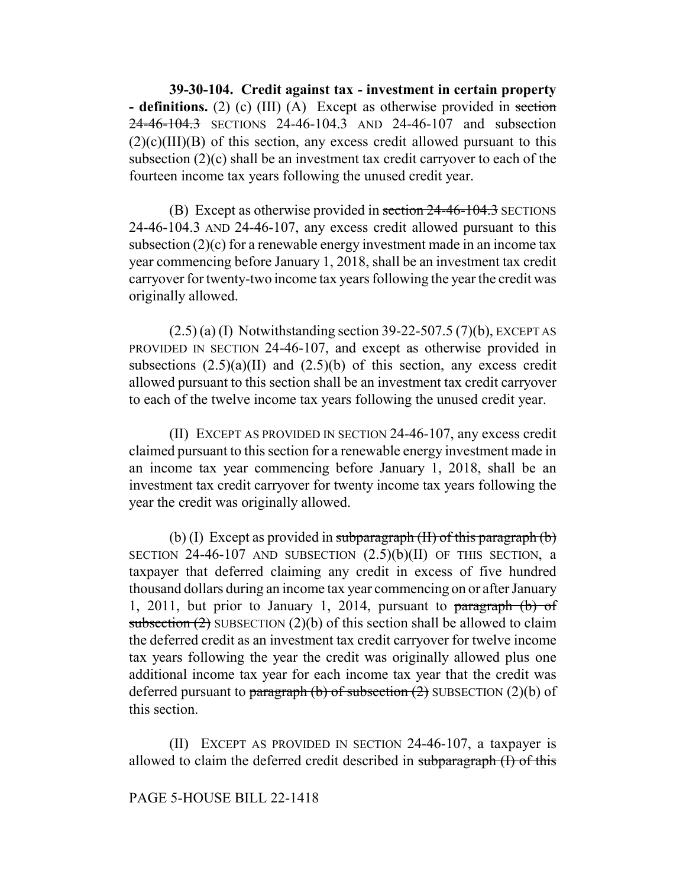**39-30-104. Credit against tax - investment in certain property - definitions.** (2) (c) (III) (A) Except as otherwise provided in ~~section 24-46-104.3~~ SECTIONS 24-46-104.3 AND 24-46-107 and subsection (2)(c)(III)(B) of this section, any excess credit allowed pursuant to this subsection (2)(c) shall be an investment tax credit carryover to each of the fourteen income tax years following the unused credit year.

(B) Except as otherwise provided in ~~section 24-46-104.3~~ SECTIONS 24-46-104.3 AND 24-46-107, any excess credit allowed pursuant to this subsection (2)(c) for a renewable energy investment made in an income tax year commencing before January 1, 2018, shall be an investment tax credit carryover for twenty-two income tax years following the year the credit was originally allowed.

(2.5) (a) (I) Notwithstanding section 39-22-507.5 (7)(b), EXCEPT AS PROVIDED IN SECTION 24-46-107, and except as otherwise provided in subsections (2.5)(a)(II) and (2.5)(b) of this section, any excess credit allowed pursuant to this section shall be an investment tax credit carryover to each of the twelve income tax years following the unused credit year.

(II) EXCEPT AS PROVIDED IN SECTION 24-46-107, any excess credit claimed pursuant to this section for a renewable energy investment made in an income tax year commencing before January 1, 2018, shall be an investment tax credit carryover for twenty income tax years following the year the credit was originally allowed.

(b) (I) Except as provided in ~~subparagraph (II) of this paragraph (b)~~ SECTION 24-46-107 AND SUBSECTION (2.5)(b)(II) OF THIS SECTION, a taxpayer that deferred claiming any credit in excess of five hundred thousand dollars during an income tax year commencing on or after January 1, 2011, but prior to January 1, 2014, pursuant to ~~paragraph (b) of subsection (2)~~ SUBSECTION (2)(b) of this section shall be allowed to claim the deferred credit as an investment tax credit carryover for twelve income tax years following the year the credit was originally allowed plus one additional income tax year for each income tax year that the credit was deferred pursuant to ~~paragraph (b) of subsection (2)~~ SUBSECTION (2)(b) of this section.

(II) EXCEPT AS PROVIDED IN SECTION 24-46-107, a taxpayer is allowed to claim the deferred credit described in ~~subparagraph (I) of this~~

PAGE 5-HOUSE BILL 22-1418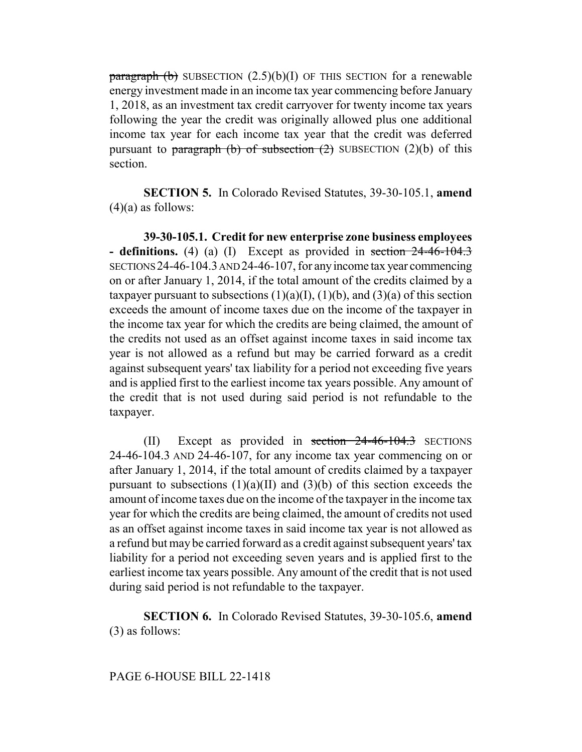~~paragraph (b)~~ SUBSECTION (2.5)(b)(I) OF THIS SECTION for a renewable energy investment made in an income tax year commencing before January 1, 2018, as an investment tax credit carryover for twenty income tax years following the year the credit was originally allowed plus one additional income tax year for each income tax year that the credit was deferred pursuant to ~~paragraph (b) of subsection (2)~~ SUBSECTION (2)(b) of this section.

**SECTION 5.** In Colorado Revised Statutes, 39-30-105.1, **amend** (4)(a) as follows:

**39-30-105.1. Credit for new enterprise zone business employees - definitions.** (4) (a) (I) Except as provided in ~~section 24-46-104.3~~ SECTIONS 24-46-104.3 AND 24-46-107, for any income tax year commencing on or after January 1, 2014, if the total amount of the credits claimed by a taxpayer pursuant to subsections (1)(a)(I), (1)(b), and (3)(a) of this section exceeds the amount of income taxes due on the income of the taxpayer in the income tax year for which the credits are being claimed, the amount of the credits not used as an offset against income taxes in said income tax year is not allowed as a refund but may be carried forward as a credit against subsequent years' tax liability for a period not exceeding five years and is applied first to the earliest income tax years possible. Any amount of the credit that is not used during said period is not refundable to the taxpayer.

(II) Except as provided in ~~section 24-46-104.3~~ SECTIONS 24-46-104.3 AND 24-46-107, for any income tax year commencing on or after January 1, 2014, if the total amount of credits claimed by a taxpayer pursuant to subsections (1)(a)(II) and (3)(b) of this section exceeds the amount of income taxes due on the income of the taxpayer in the income tax year for which the credits are being claimed, the amount of credits not used as an offset against income taxes in said income tax year is not allowed as a refund but may be carried forward as a credit against subsequent years' tax liability for a period not exceeding seven years and is applied first to the earliest income tax years possible. Any amount of the credit that is not used during said period is not refundable to the taxpayer.

**SECTION 6.** In Colorado Revised Statutes, 39-30-105.6, **amend** (3) as follows: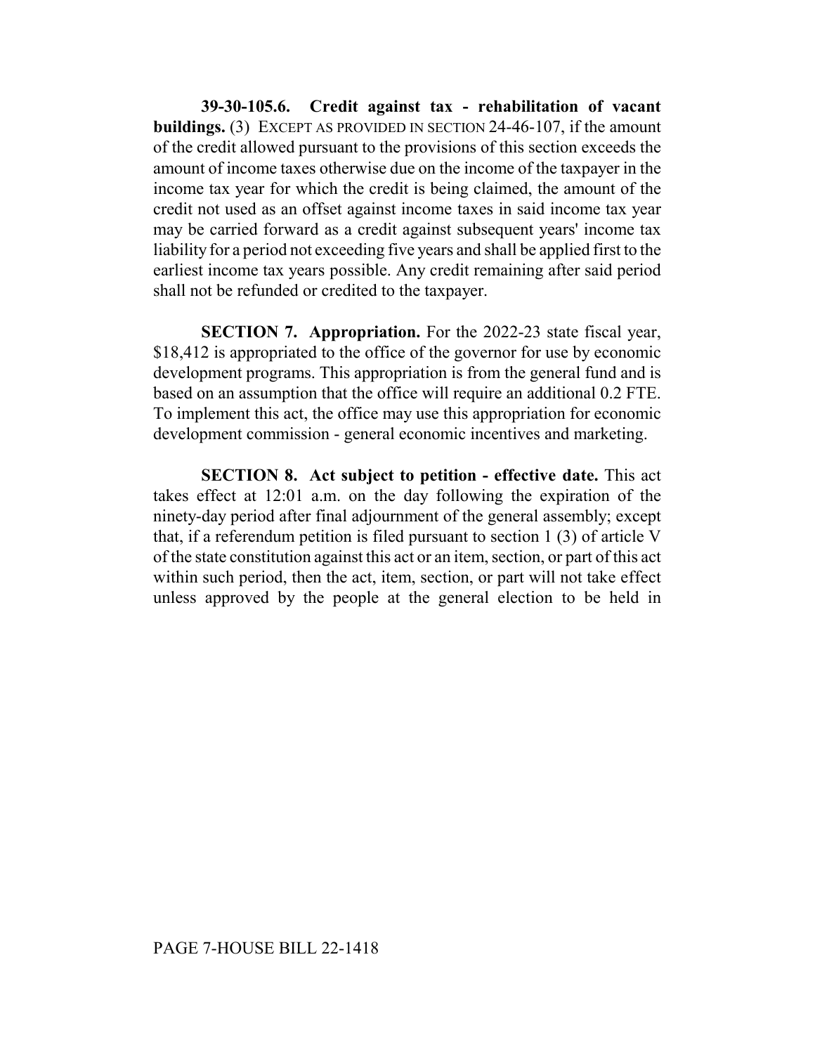**39-30-105.6. Credit against tax - rehabilitation of vacant buildings.** (3) EXCEPT AS PROVIDED IN SECTION 24-46-107, if the amount of the credit allowed pursuant to the provisions of this section exceeds the amount of income taxes otherwise due on the income of the taxpayer in the income tax year for which the credit is being claimed, the amount of the credit not used as an offset against income taxes in said income tax year may be carried forward as a credit against subsequent years' income tax liability for a period not exceeding five years and shall be applied first to the earliest income tax years possible. Any credit remaining after said period shall not be refunded or credited to the taxpayer.

**SECTION 7. Appropriation.** For the 2022-23 state fiscal year, $18,412 is appropriated to the office of the governor for use by economic development programs. This appropriation is from the general fund and is based on an assumption that the office will require an additional 0.2 FTE. To implement this act, the office may use this appropriation for economic development commission - general economic incentives and marketing.

**SECTION 8. Act subject to petition - effective date.** This act takes effect at 12:01 a.m. on the day following the expiration of the ninety-day period after final adjournment of the general assembly; except that, if a referendum petition is filed pursuant to section 1 (3) of article V of the state constitution against this act or an item, section, or part of this act within such period, then the act, item, section, or part will not take effect unless approved by the people at the general election to be held in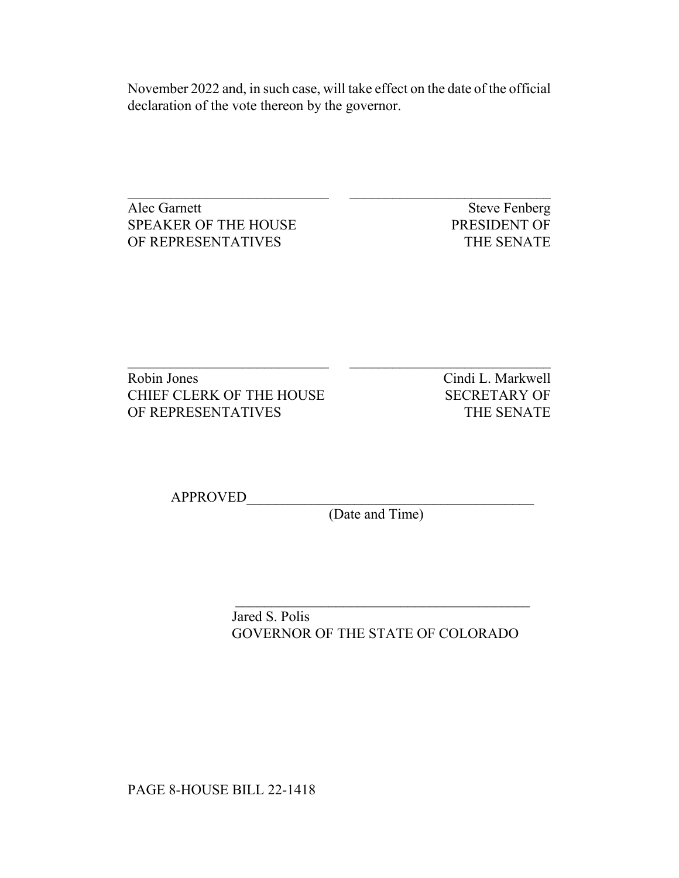November 2022 and, in such case, will take effect on the date of the official declaration of the vote thereon by the governor.

____________________________ ____________________________
Alec Garnett
SPEAKER OF THE HOUSE
OF REPRESENTATIVES

Steve Fenberg
PRESIDENT OF
THE SENATE

____________________________ ____________________________
Robin Jones
CHIEF CLERK OF THE HOUSE
OF REPRESENTATIVES

Cindi L. Markwell
SECRETARY OF
THE SENATE

APPROVED________________________________________
(Date and Time)

_________________________________________
Jared S. Polis
GOVERNOR OF THE STATE OF COLORADO

PAGE 8-HOUSE BILL 22-1418